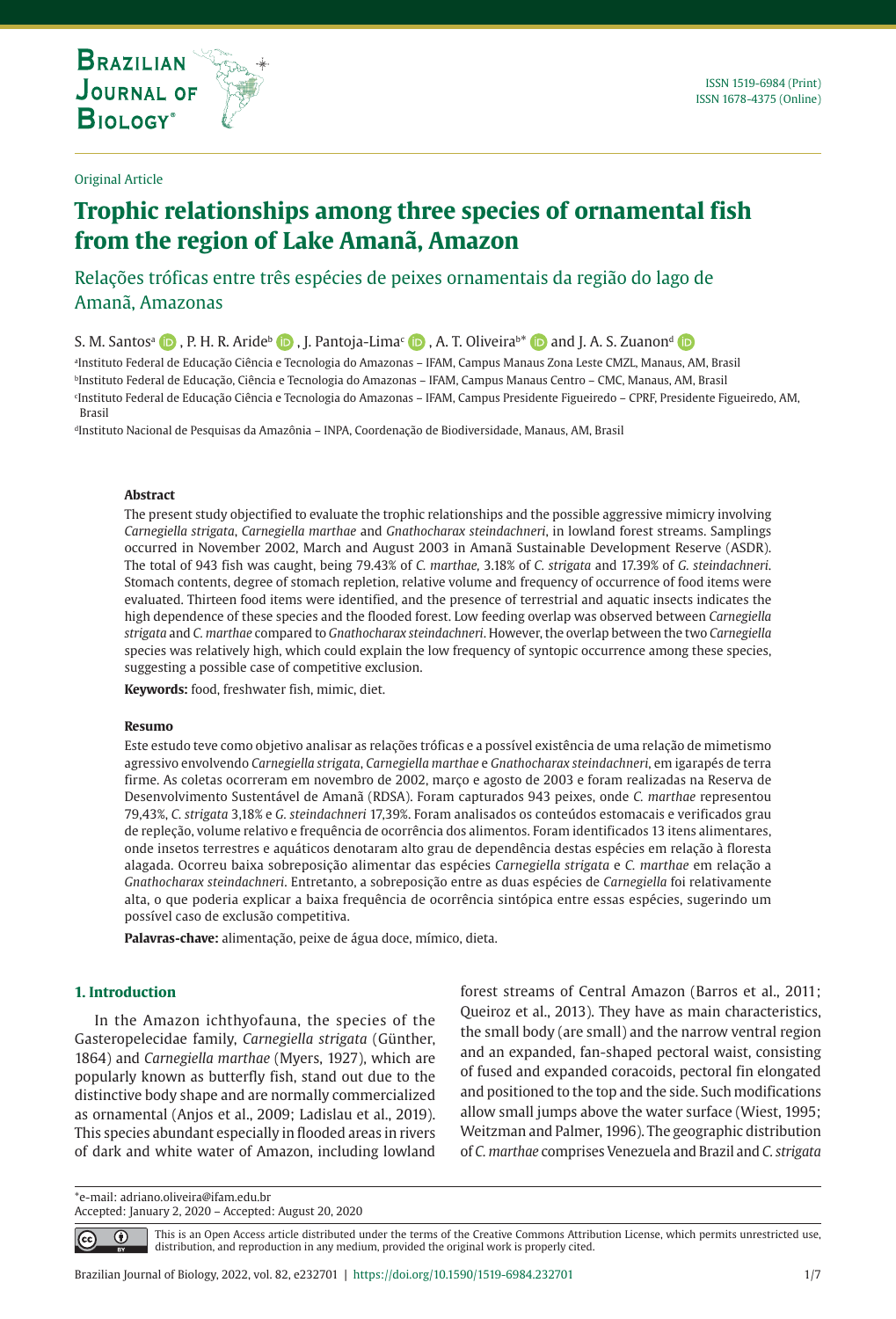Original Article

# Trophic relationships among three species of ornamental fish from the region of Lake Amanã, Amazon

## Relações tróficas entre três espécies de peixes ornamentais da região do lago de Amanã, Amazonas

S. M. Santos[a], P. H. R. Aride[b], J. Pantoja-Lima[c], A. T. Oliveira[b]* and J. A. S. Zuanon[d]

[a]Instituto Federal de Educação Ciência e Tecnologia do Amazonas – IFAM, Campus Manaus Zona Leste CMZL, Manaus, AM, Brasil

[b]Instituto Federal de Educação, Ciência e Tecnologia do Amazonas – IFAM, Campus Manaus Centro – CMC, Manaus, AM, Brasil

[c]Instituto Federal de Educação Ciência e Tecnologia do Amazonas – IFAM, Campus Presidente Figueiredo – CPRF, Presidente Figueiredo, AM, Brasil

[d]Instituto Nacional de Pesquisas da Amazônia – INPA, Coordenação de Biodiversidade, Manaus, AM, Brasil

### Abstract

The present study objectified to evaluate the trophic relationships and the possible aggressive mimicry involving *Carnegiella strigata*, *Carnegiella marthae* and *Gnathocharax steindachneri*, in lowland forest streams. Samplings occurred in November 2002, March and August 2003 in Amanã Sustainable Development Reserve (ASDR). The total of 943 fish was caught, being 79.43% of *C. marthae*, 3.18% of *C. strigata* and 17.39% of *G. steindachneri*. Stomach contents, degree of stomach repletion, relative volume and frequency of occurrence of food items were evaluated. Thirteen food items were identified, and the presence of terrestrial and aquatic insects indicates the high dependence of these species and the flooded forest. Low feeding overlap was observed between *Carnegiella strigata* and *C. marthae* compared to *Gnathocharax steindachneri*. However, the overlap between the two *Carnegiella* species was relatively high, which could explain the low frequency of syntopic occurrence among these species, suggesting a possible case of competitive exclusion.

**Keywords:** food, freshwater fish, mimic, diet.

### Resumo

Este estudo teve como objetivo analisar as relações tróficas e a possível existência de uma relação de mimetismo agressivo envolvendo *Carnegiella strigata*, *Carnegiella marthae* e *Gnathocharax steindachneri*, em igarapés de terra firme. As coletas ocorreram em novembro de 2002, março e agosto de 2003 e foram realizadas na Reserva de Desenvolvimento Sustentável de Amanã (RDSA). Foram capturados 943 peixes, onde *C. marthae* representou 79,43%, *C. strigata* 3,18% e *G. steindachneri* 17,39%. Foram analisados os conteúdos estomacais e verificados grau de repleção, volume relativo e frequência de ocorrência dos alimentos. Foram identificados 13 itens alimentares, onde insetos terrestres e aquáticos denotaram alto grau de dependência destas espécies em relação à floresta alagada. Ocorreu baixa sobreposição alimentar das espécies *Carnegiella strigata* e *C. marthae* em relação a *Gnathocharax steindachneri*. Entretanto, a sobreposição entre as duas espécies de *Carnegiella* foi relativamente alta, o que poderia explicar a baixa frequência de ocorrência sintópica entre essas espécies, sugerindo um possível caso de exclusão competitiva.

**Palavras-chave:** alimentação, peixe de água doce, mímico, dieta.

## 1. Introduction

In the Amazon ichthyofauna, the species of the Gasteropelecidae family, *Carnegiella strigata* (Günther, 1864) and *Carnegiella marthae* (Myers, 1927), which are popularly known as butterfly fish, stand out due to the distinctive body shape and are normally commercialized as ornamental (Anjos et al., 2009; Ladislau et al., 2019). This species abundant especially in flooded areas in rivers of dark and white water of Amazon, including lowland forest streams of Central Amazon (Barros et al., 2011; Queiroz et al., 2013). They have as main characteristics, the small body (are small) and the narrow ventral region and an expanded, fan-shaped pectoral waist, consisting of fused and expanded coracoids, pectoral fin elongated and positioned to the top and the side. Such modifications allow small jumps above the water surface (Wiest, 1995; Weitzman and Palmer, 1996). The geographic distribution of *C. marthae* comprises Venezuela and Brazil and *C. strigata*

*e-mail: adriano.oliveira@ifam.edu.br
Accepted: January 2, 2020 – Accepted: August 20, 2020

This is an Open Access article distributed under the terms of the Creative Commons Attribution License, which permits unrestricted use, distribution, and reproduction in any medium, provided the original work is properly cited.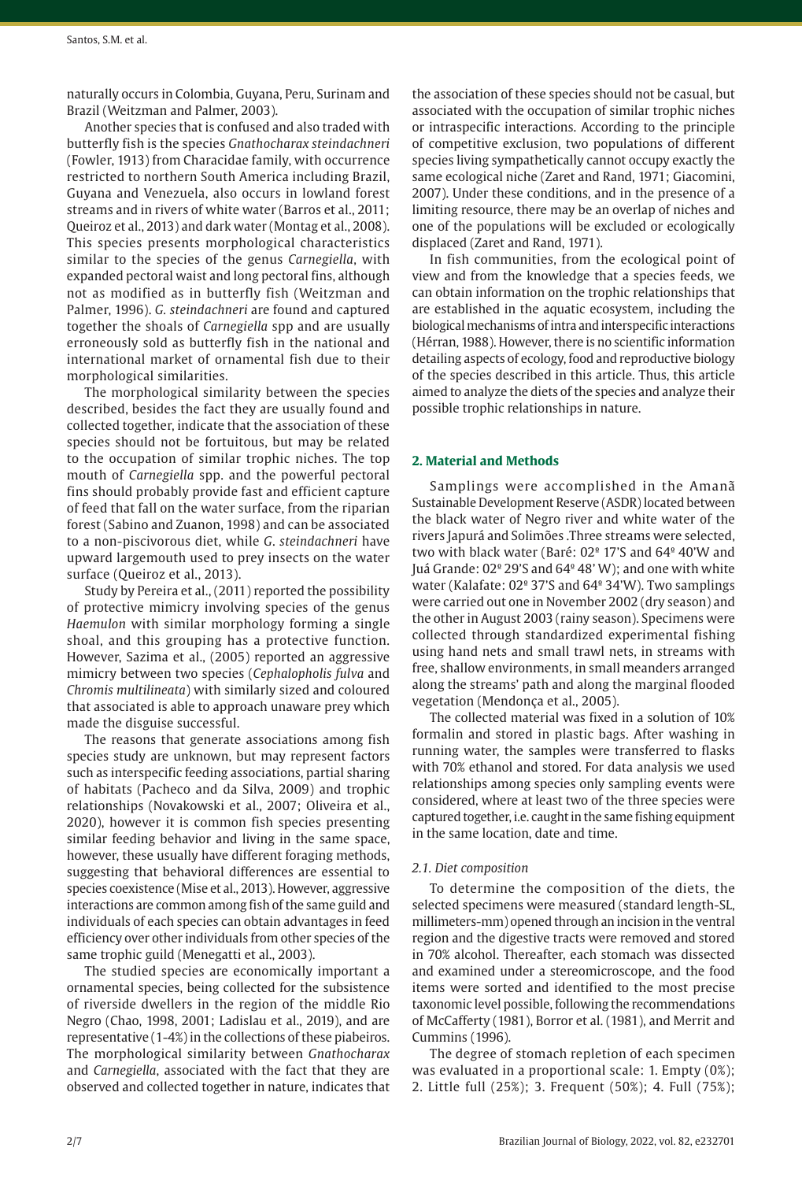naturally occurs in Colombia, Guyana, Peru, Surinam and Brazil (Weitzman and Palmer, 2003).

Another species that is confused and also traded with butterfly fish is the species *Gnathocharax steindachneri* (Fowler, 1913) from Characidae family, with occurrence restricted to northern South America including Brazil, Guyana and Venezuela, also occurs in lowland forest streams and in rivers of white water (Barros et al., 2011; Queiroz et al., 2013) and dark water (Montag et al., 2008). This species presents morphological characteristics similar to the species of the genus *Carnegiella*, with expanded pectoral waist and long pectoral fins, although not as modified as in butterfly fish (Weitzman and Palmer, 1996). *G. steindachneri* are found and captured together the shoals of *Carnegiella* spp and are usually erroneously sold as butterfly fish in the national and international market of ornamental fish due to their morphological similarities.

The morphological similarity between the species described, besides the fact they are usually found and collected together, indicate that the association of these species should not be fortuitous, but may be related to the occupation of similar trophic niches. The top mouth of *Carnegiella* spp. and the powerful pectoral fins should probably provide fast and efficient capture of feed that fall on the water surface, from the riparian forest (Sabino and Zuanon, 1998) and can be associated to a non-piscivorous diet, while *G. steindachneri* have upward largemouth used to prey insects on the water surface (Queiroz et al., 2013).

Study by Pereira et al., (2011) reported the possibility of protective mimicry involving species of the genus *Haemulon* with similar morphology forming a single shoal, and this grouping has a protective function. However, Sazima et al., (2005) reported an aggressive mimicry between two species (*Cephalopholis fulva* and *Chromis multilineata*) with similarly sized and coloured that associated is able to approach unaware prey which made the disguise successful.

The reasons that generate associations among fish species study are unknown, but may represent factors such as interspecific feeding associations, partial sharing of habitats (Pacheco and da Silva, 2009) and trophic relationships (Novakowski et al., 2007; Oliveira et al., 2020), however it is common fish species presenting similar feeding behavior and living in the same space, however, these usually have different foraging methods, suggesting that behavioral differences are essential to species coexistence (Mise et al., 2013). However, aggressive interactions are common among fish of the same guild and individuals of each species can obtain advantages in feed efficiency over other individuals from other species of the same trophic guild (Menegatti et al., 2003).

The studied species are economically important a ornamental species, being collected for the subsistence of riverside dwellers in the region of the middle Rio Negro (Chao, 1998, 2001; Ladislau et al., 2019), and are representative (1-4%) in the collections of these piabeiros. The morphological similarity between *Gnathocharax* and *Carnegiella*, associated with the fact that they are observed and collected together in nature, indicates that the association of these species should not be casual, but associated with the occupation of similar trophic niches or intraspecific interactions. According to the principle of competitive exclusion, two populations of different species living sympathetically cannot occupy exactly the same ecological niche (Zaret and Rand, 1971; Giacomini, 2007). Under these conditions, and in the presence of a limiting resource, there may be an overlap of niches and one of the populations will be excluded or ecologically displaced (Zaret and Rand, 1971).

In fish communities, from the ecological point of view and from the knowledge that a species feeds, we can obtain information on the trophic relationships that are established in the aquatic ecosystem, including the biological mechanisms of intra and interspecific interactions (Hérran, 1988). However, there is no scientific information detailing aspects of ecology, food and reproductive biology of the species described in this article. Thus, this article aimed to analyze the diets of the species and analyze their possible trophic relationships in nature.

## 2. Material and Methods

Samplings were accomplished in the Amanã Sustainable Development Reserve (ASDR) located between the black water of Negro river and white water of the rivers Japurá and Solimões .Three streams were selected, two with black water (Baré: 02º 17'S and 64º 40'W and Juá Grande: 02º 29'S and 64º 48' W); and one with white water (Kalafate: 02º 37'S and 64º 34'W). Two samplings were carried out one in November 2002 (dry season) and the other in August 2003 (rainy season). Specimens were collected through standardized experimental fishing using hand nets and small trawl nets, in streams with free, shallow environments, in small meanders arranged along the streams' path and along the marginal flooded vegetation (Mendonça et al., 2005).

The collected material was fixed in a solution of 10% formalin and stored in plastic bags. After washing in running water, the samples were transferred to flasks with 70% ethanol and stored. For data analysis we used relationships among species only sampling events were considered, where at least two of the three species were captured together, i.e. caught in the same fishing equipment in the same location, date and time.

### 2.1. Diet composition

To determine the composition of the diets, the selected specimens were measured (standard length-SL, millimeters-mm) opened through an incision in the ventral region and the digestive tracts were removed and stored in 70% alcohol. Thereafter, each stomach was dissected and examined under a stereomicroscope, and the food items were sorted and identified to the most precise taxonomic level possible, following the recommendations of McCafferty (1981), Borror et al. (1981), and Merrit and Cummins (1996).

The degree of stomach repletion of each specimen was evaluated in a proportional scale: 1. Empty (0%); 2. Little full (25%); 3. Frequent (50%); 4. Full (75%);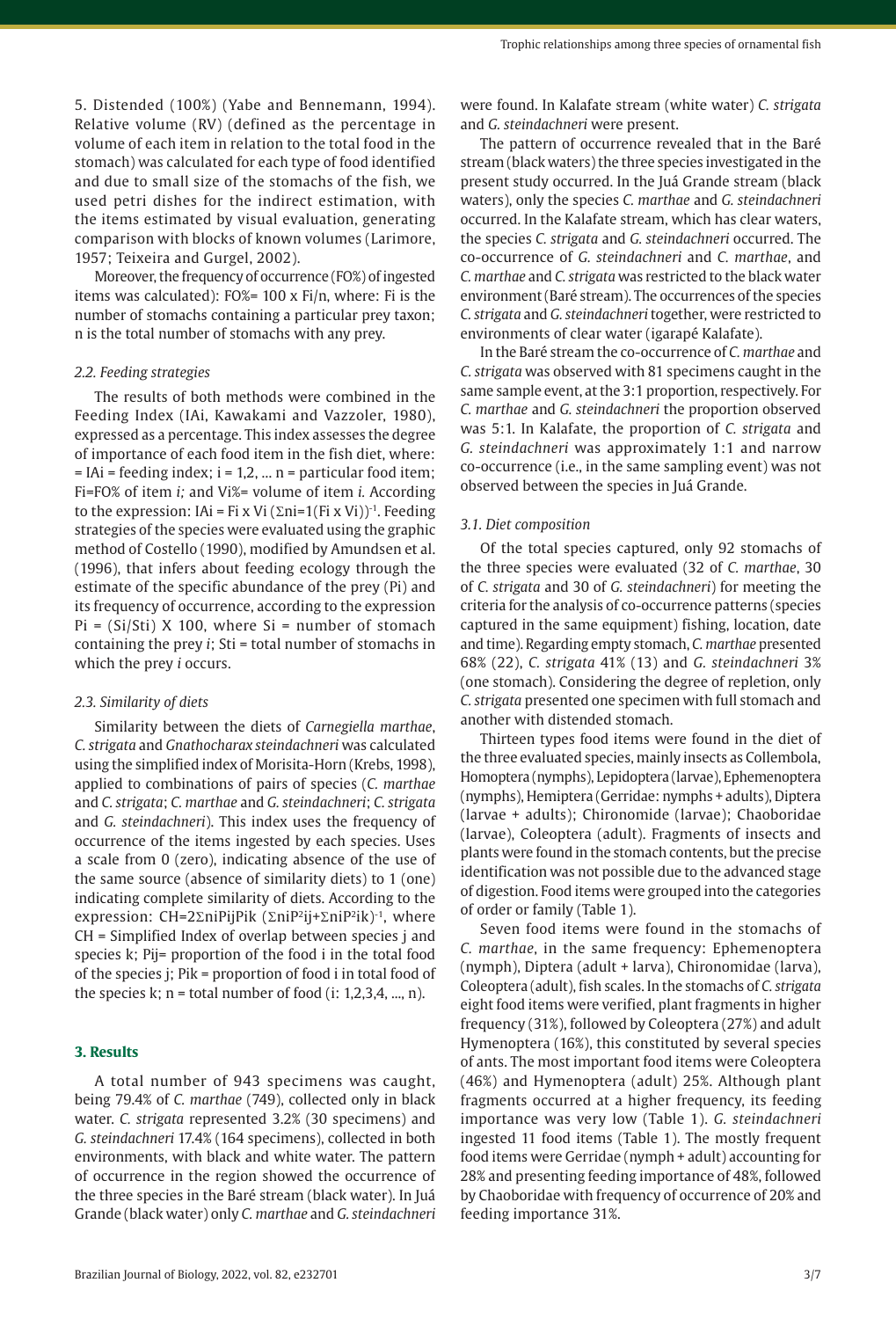5. Distended (100%) (Yabe and Bennemann, 1994). Relative volume (RV) (defined as the percentage in volume of each item in relation to the total food in the stomach) was calculated for each type of food identified and due to small size of the stomachs of the fish, we used petri dishes for the indirect estimation, with the items estimated by visual evaluation, generating comparison with blocks of known volumes (Larimore, 1957; Teixeira and Gurgel, 2002).

Moreover, the frequency of occurrence (FO%) of ingested items was calculated): FO%= 100 x Fi/n, where: Fi is the number of stomachs containing a particular prey taxon; n is the total number of stomachs with any prey.

### 2.2. Feeding strategies

The results of both methods were combined in the Feeding Index (IAi, Kawakami and Vazzoler, 1980), expressed as a percentage. This index assesses the degree of importance of each food item in the fish diet, where: = IAi = feeding index; i = 1,2, ... n = particular food item; Fi=FO% of item *i;* and Vi%= volume of item *i.* According to the expression: $IAi = Fi \times Vi\ (\Sigma_{i=1}^{n}(Fi \times Vi))^{-1}$. Feeding strategies of the species were evaluated using the graphic method of Costello (1990), modified by Amundsen et al. (1996), that infers about feeding ecology through the estimate of the specific abundance of the prey (Pi) and its frequency of occurrence, according to the expression $Pi = (Si/Sti) \times 100$, where Si = number of stomach containing the prey *i*; Sti = total number of stomachs in which the prey *i* occurs.

### 2.3. Similarity of diets

Similarity between the diets of *Carnegiella marthae*, *C. strigata* and *Gnathocharax steindachneri* was calculated using the simplified index of Morisita-Horn (Krebs, 1998), applied to combinations of pairs of species (*C. marthae* and *C. strigata*; *C. marthae* and *G. steindachneri*; *C. strigata* and *G. steindachneri*). This index uses the frequency of occurrence of the items ingested by each species. Uses a scale from 0 (zero), indicating absence of the use of the same source (absence of similarity diets) to 1 (one) indicating complete similarity of diets. According to the expression: $CH = 2\Sigma_{i}^{n} P_{ij} P_{ik}\ (\Sigma_{i}^{n} P_{ij}^2 + \Sigma_{i}^{n} P_{ik}^2)^{-1}$, where CH = Simplified Index of overlap between species j and species k; Pij= proportion of the food i in the total food of the species j; Pik = proportion of food i in total food of the species k; n = total number of food (i: 1,2,3,4, ..., n).

## 3. Results

A total number of 943 specimens was caught, being 79.4% of *C. marthae* (749), collected only in black water. *C. strigata* represented 3.2% (30 specimens) and *G. steindachneri* 17.4% (164 specimens), collected in both environments, with black and white water. The pattern of occurrence in the region showed the occurrence of the three species in the Baré stream (black water). In Juá Grande (black water) only *C. marthae* and *G. steindachneri* were found. In Kalafate stream (white water) *C. strigata* and *G. steindachneri* were present.

The pattern of occurrence revealed that in the Baré stream (black waters) the three species investigated in the present study occurred. In the Juá Grande stream (black waters), only the species *C. marthae* and *G. steindachneri* occurred. In the Kalafate stream, which has clear waters, the species *C. strigata* and *G. steindachneri* occurred. The co-occurrence of *G. steindachneri* and *C. marthae*, and *C. marthae* and *C. strigata* was restricted to the black water environment (Baré stream). The occurrences of the species *C. strigata* and *G. steindachneri* together, were restricted to environments of clear water (igarapé Kalafate).

In the Baré stream the co-occurrence of *C. marthae* and *C. strigata* was observed with 81 specimens caught in the same sample event, at the 3:1 proportion, respectively. For *C. marthae* and *G. steindachneri* the proportion observed was 5:1. In Kalafate, the proportion of *C. strigata* and *G. steindachneri* was approximately 1:1 and narrow co-occurrence (i.e., in the same sampling event) was not observed between the species in Juá Grande.

### 3.1. Diet composition

Of the total species captured, only 92 stomachs of the three species were evaluated (32 of *C. marthae*, 30 of *C. strigata* and 30 of *G. steindachneri*) for meeting the criteria for the analysis of co-occurrence patterns (species captured in the same equipment) fishing, location, date and time). Regarding empty stomach, *C. marthae* presented 68% (22), *C. strigata* 41% (13) and *G. steindachneri* 3% (one stomach). Considering the degree of repletion, only *C. strigata* presented one specimen with full stomach and another with distended stomach.

Thirteen types food items were found in the diet of the three evaluated species, mainly insects as Collembola, Homoptera (nymphs), Lepidoptera (larvae), Ephemenoptera (nymphs), Hemiptera (Gerridae: nymphs + adults), Diptera (larvae + adults); Chironomide (larvae); Chaoboridae (larvae), Coleoptera (adult). Fragments of insects and plants were found in the stomach contents, but the precise identification was not possible due to the advanced stage of digestion. Food items were grouped into the categories of order or family (Table 1).

Seven food items were found in the stomachs of *C. marthae*, in the same frequency: Ephemenoptera (nymph), Diptera (adult + larva), Chironomidae (larva), Coleoptera (adult), fish scales. In the stomachs of *C. strigata* eight food items were verified, plant fragments in higher frequency (31%), followed by Coleoptera (27%) and adult Hymenoptera (16%), this constituted by several species of ants. The most important food items were Coleoptera (46%) and Hymenoptera (adult) 25%. Although plant fragments occurred at a higher frequency, its feeding importance was very low (Table 1). *G. steindachneri* ingested 11 food items (Table 1). The mostly frequent food items were Gerridae (nymph + adult) accounting for 28% and presenting feeding importance of 48%, followed by Chaoboridae with frequency of occurrence of 20% and feeding importance 31%.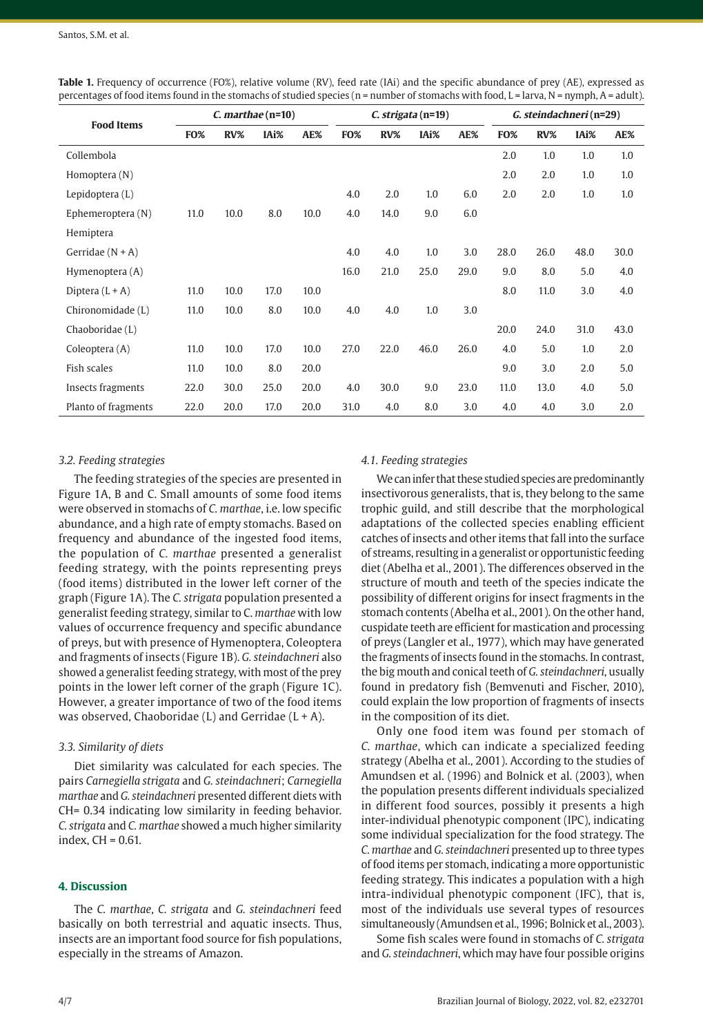**Table 1.** Frequency of occurrence (FO%), relative volume (RV), feed rate (IAi) and the specific abundance of prey (AE), expressed as percentages of food items found in the stomachs of studied species (n = number of stomachs with food, L = larva, N = nymph, A = adult).

| Food Items | *C. marthae* (n=10) | | | | *C. strigata* (n=19) | | | | *G. steindachneri* (n=29) | | | |
|---|---|---|---|---|---|---|---|---|---|---|---|---|
| | FO% | RV% | IAi% | AE% | FO% | RV% | IAi% | AE% | FO% | RV% | IAi% | AE% |
| Collembola | | | | | | | | | 2.0 | 1.0 | 1.0 | 1.0 |
| Homoptera (N) | | | | | | | | | 2.0 | 2.0 | 1.0 | 1.0 |
| Lepidoptera (L) | | | | | 4.0 | 2.0 | 1.0 | 6.0 | 2.0 | 2.0 | 1.0 | 1.0 |
| Ephemeroptera (N) | 11.0 | 10.0 | 8.0 | 10.0 | 4.0 | 14.0 | 9.0 | 6.0 | | | | |
| Hemiptera | | | | | | | | | | | | |
| Gerridae (N + A) | | | | | 4.0 | 4.0 | 1.0 | 3.0 | 28.0 | 26.0 | 48.0 | 30.0 |
| Hymenoptera (A) | | | | | 16.0 | 21.0 | 25.0 | 29.0 | 9.0 | 8.0 | 5.0 | 4.0 |
| Diptera (L + A) | 11.0 | 10.0 | 17.0 | 10.0 | | | | | 8.0 | 11.0 | 3.0 | 4.0 |
| Chironomidade (L) | 11.0 | 10.0 | 8.0 | 10.0 | 4.0 | 4.0 | 1.0 | 3.0 | | | | |
| Chaoboridae (L) | | | | | | | | | 20.0 | 24.0 | 31.0 | 43.0 |
| Coleoptera (A) | 11.0 | 10.0 | 17.0 | 10.0 | 27.0 | 22.0 | 46.0 | 26.0 | 4.0 | 5.0 | 1.0 | 2.0 |
| Fish scales | 11.0 | 10.0 | 8.0 | 20.0 | | | | | 9.0 | 3.0 | 2.0 | 5.0 |
| Insects fragments | 22.0 | 30.0 | 25.0 | 20.0 | 4.0 | 30.0 | 9.0 | 23.0 | 11.0 | 13.0 | 4.0 | 5.0 |
| Planto of fragments | 22.0 | 20.0 | 17.0 | 20.0 | 31.0 | 4.0 | 8.0 | 3.0 | 4.0 | 4.0 | 3.0 | 2.0 |

### 3.2. Feeding strategies

The feeding strategies of the species are presented in Figure 1A, B and C. Small amounts of some food items were observed in stomachs of *C. marthae*, i.e. low specific abundance, and a high rate of empty stomachs. Based on frequency and abundance of the ingested food items, the population of *C. marthae* presented a generalist feeding strategy, with the points representing preys (food items) distributed in the lower left corner of the graph (Figure 1A). The *C. strigata* population presented a generalist feeding strategy, similar to C. *marthae* with low values of occurrence frequency and specific abundance of preys, but with presence of Hymenoptera, Coleoptera and fragments of insects (Figure 1B). *G. steindachneri* also showed a generalist feeding strategy, with most of the prey points in the lower left corner of the graph (Figure 1C). However, a greater importance of two of the food items was observed, Chaoboridae (L) and Gerridae (L + A).

### 3.3. Similarity of diets

Diet similarity was calculated for each species. The pairs *Carnegiella strigata* and *G. steindachneri*; *Carnegiella marthae* and *G. steindachneri* presented different diets with CH= 0.34 indicating low similarity in feeding behavior. *C. strigata* and *C. marthae* showed a much higher similarity index, CH = 0.61.

## 4. Discussion

The *C. marthae*, *C. strigata* and *G. steindachneri* feed basically on both terrestrial and aquatic insects. Thus, insects are an important food source for fish populations, especially in the streams of Amazon.

### 4.1. Feeding strategies

We can infer that these studied species are predominantly insectivorous generalists, that is, they belong to the same trophic guild, and still describe that the morphological adaptations of the collected species enabling efficient catches of insects and other items that fall into the surface of streams, resulting in a generalist or opportunistic feeding diet (Abelha et al., 2001). The differences observed in the structure of mouth and teeth of the species indicate the possibility of different origins for insect fragments in the stomach contents (Abelha et al., 2001). On the other hand, cuspidate teeth are efficient for mastication and processing of preys (Langler et al., 1977), which may have generated the fragments of insects found in the stomachs. In contrast, the big mouth and conical teeth of *G. steindachneri*, usually found in predatory fish (Bemvenuti and Fischer, 2010), could explain the low proportion of fragments of insects in the composition of its diet.

Only one food item was found per stomach of *C. marthae*, which can indicate a specialized feeding strategy (Abelha et al., 2001). According to the studies of Amundsen et al. (1996) and Bolnick et al. (2003), when the population presents different individuals specialized in different food sources, possibly it presents a high inter-individual phenotypic component (IPC), indicating some individual specialization for the food strategy. The *C. marthae* and *G. steindachneri* presented up to three types of food items per stomach, indicating a more opportunistic feeding strategy. This indicates a population with a high intra-individual phenotypic component (IFC), that is, most of the individuals use several types of resources simultaneously (Amundsen et al., 1996; Bolnick et al., 2003).

Some fish scales were found in stomachs of *C. strigata* and *G. steindachneri*, which may have four possible origins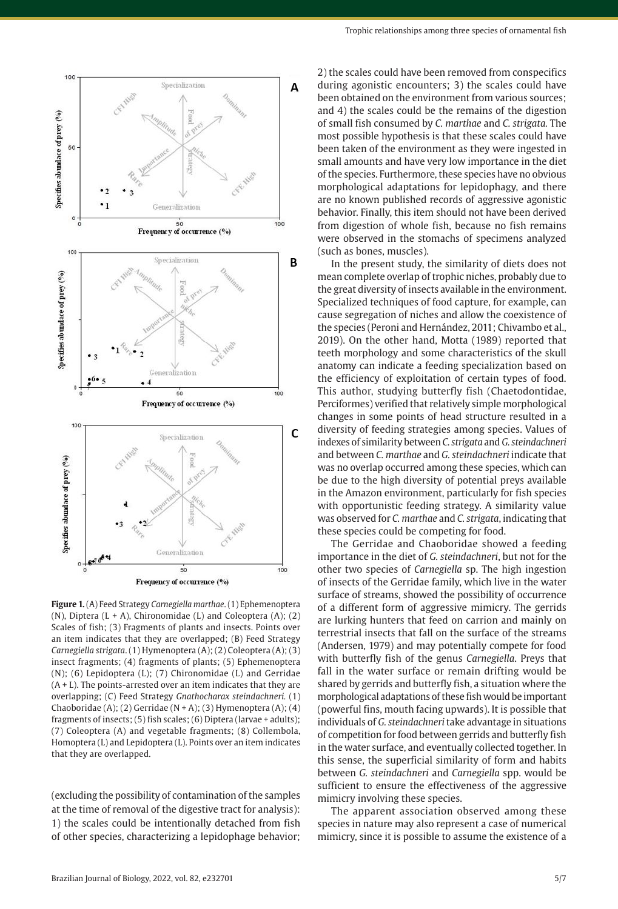**Figure 1.** (A) Feed Strategy *Carnegiella marthae*. (1) Ephemenoptera (N), Diptera (L + A), Chironomidae (L) and Coleoptera (A); (2) Scales of fish; (3) Fragments of plants and insects. Points over an item indicates that they are overlapped; (B) Feed Strategy *Carnegiella strigata*. (1) Hymenoptera (A); (2) Coleoptera (A); (3) insect fragments; (4) fragments of plants; (5) Ephemenoptera (N); (6) Lepidoptera (L); (7) Chironomidae (L) and Gerridae (A + L). The points-arrested over an item indicates that they are overlapping; (C) Feed Strategy *Gnathocharax steindachneri.* (1) Chaoboridae (A); (2) Gerridae (N + A); (3) Hymenoptera (A); (4) fragments of insects; (5) fish scales; (6) Diptera (larvae + adults); (7) Coleoptera (A) and vegetable fragments; (8) Collembola, Homoptera (L) and Lepidoptera (L). Points over an item indicates that they are overlapped.

(excluding the possibility of contamination of the samples at the time of removal of the digestive tract for analysis): 1) the scales could be intentionally detached from fish of other species, characterizing a lepidophage behavior; 2) the scales could have been removed from conspecifics during agonistic encounters; 3) the scales could have been obtained on the environment from various sources; and 4) the scales could be the remains of the digestion of small fish consumed by *C. marthae* and *C. strigata.* The most possible hypothesis is that these scales could have been taken of the environment as they were ingested in small amounts and have very low importance in the diet of the species. Furthermore, these species have no obvious morphological adaptations for lepidophagy, and there are no known published records of aggressive agonistic behavior. Finally, this item should not have been derived from digestion of whole fish, because no fish remains were observed in the stomachs of specimens analyzed (such as bones, muscles).

In the present study, the similarity of diets does not mean complete overlap of trophic niches, probably due to the great diversity of insects available in the environment. Specialized techniques of food capture, for example, can cause segregation of niches and allow the coexistence of the species (Peroni and Hernández, 2011; Chivambo et al., 2019). On the other hand, Motta (1989) reported that teeth morphology and some characteristics of the skull anatomy can indicate a feeding specialization based on the efficiency of exploitation of certain types of food. This author, studying butterfly fish (Chaetodontidae, Perciformes) verified that relatively simple morphological changes in some points of head structure resulted in a diversity of feeding strategies among species. Values of indexes of similarity between *C. strigata* and *G. steindachneri* and between *C. marthae* and *G. steindachneri* indicate that was no overlap occurred among these species, which can be due to the high diversity of potential preys available in the Amazon environment, particularly for fish species with opportunistic feeding strategy. A similarity value was observed for *C. marthae* and *C. strigata*, indicating that these species could be competing for food.

The Gerridae and Chaoboridae showed a feeding importance in the diet of *G. steindachneri*, but not for the other two species of *Carnegiella* sp. The high ingestion of insects of the Gerridae family, which live in the water surface of streams, showed the possibility of occurrence of a different form of aggressive mimicry. The gerrids are lurking hunters that feed on carrion and mainly on terrestrial insects that fall on the surface of the streams (Andersen, 1979) and may potentially compete for food with butterfly fish of the genus *Carnegiella*. Preys that fall in the water surface or remain drifting would be shared by gerrids and butterfly fish, a situation where the morphological adaptations of these fish would be important (powerful fins, mouth facing upwards). It is possible that individuals of *G. steindachneri* take advantage in situations of competition for food between gerrids and butterfly fish in the water surface, and eventually collected together. In this sense, the superficial similarity of form and habits between *G. steindachneri* and *Carnegiella* spp. would be sufficient to ensure the effectiveness of the aggressive mimicry involving these species.

The apparent association observed among these species in nature may also represent a case of numerical mimicry, since it is possible to assume the existence of a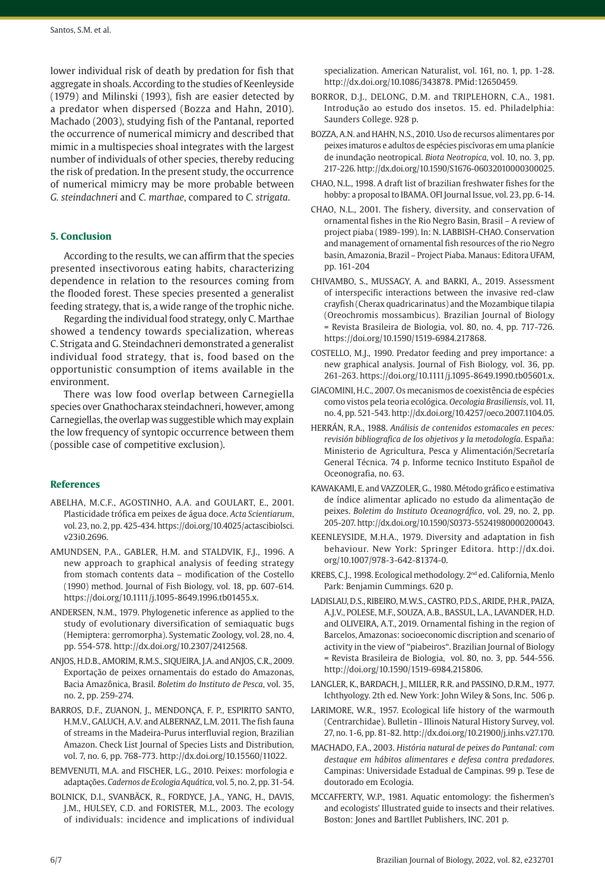lower individual risk of death by predation for fish that aggregate in shoals. According to the studies of Keenleyside (1979) and Milinski (1993), fish are easier detected by a predator when dispersed (Bozza and Hahn, 2010). Machado (2003), studying fish of the Pantanal, reported the occurrence of numerical mimicry and described that mimic in a multispecies shoal integrates with the largest number of individuals of other species, thereby reducing the risk of predation. In the present study, the occurrence of numerical mimicry may be more probable between *G. steindachneri* and *C. marthae*, compared to *C. strigata*.

## 5. Conclusion

According to the results, we can affirm that the species presented insectivorous eating habits, characterizing dependence in relation to the resources coming from the flooded forest. These species presented a generalist feeding strategy, that is, a wide range of the trophic niche.

Regarding the individual food strategy, only C. Marthae showed a tendency towards specialization, whereas C. Strigata and G. Steindachneri demonstrated a generalist individual food strategy, that is, food based on the opportunistic consumption of items available in the environment.

There was low food overlap between Carnegiella species over Gnathocharax steindachneri, however, among Carnegiellas, the overlap was suggestible which may explain the low frequency of syntopic occurrence between them (possible case of competitive exclusion).

## References

ABELHA, M.C.F., AGOSTINHO, A.A. and GOULART, E., 2001. Plasticidade trófica em peixes de água doce. *Acta Scientiarum*, vol. 23, no. 2, pp. 425-434. https://doi.org/10.4025/actascibiolsci.v23i0.2696.

AMUNDSEN, P.A., GABLER, H.M. and STALDVIK, F.J., 1996. A new approach to graphical analysis of feeding strategy from stomach contents data – modification of the Costello (1990) method. Journal of Fish Biology, vol. 18, pp. 607-614. https://doi.org/10.1111/j.1095-8649.1996.tb01455.x.

ANDERSEN, N.M., 1979. Phylogenetic inference as applied to the study of evolutionary diversification of semiaquatic bugs (Hemiptera: gerromorpha). Systematic Zoology, vol. 28, no. 4, pp. 554-578. http://dx.doi.org/10.2307/2412568.

ANJOS, H.D.B., AMORIM, R.M.S., SIQUEIRA, J.A. and ANJOS, C.R., 2009. Exportação de peixes ornamentais do estado do Amazonas, Bacia Amazônica, Brasil. *Boletim do Instituto de Pesca*, vol. 35, no. 2, pp. 259-274.

BARROS, D.F., ZUANON, J., MENDONÇA, F. P., ESPIRITO SANTO, H.M.V., GALUCH, A.V. and ALBERNAZ, L.M. 2011. The fish fauna of streams in the Madeira-Purus interfluvial region, Brazilian Amazon. Check List Journal of Species Lists and Distribution, vol. 7, no. 6, pp. 768-773. http://dx.doi.org/10.15560/11022.

BEMVENUTI, M.A. and FISCHER, L.G., 2010. Peixes: morfologia e adaptações. *Cadernos de Ecologia Aquática*, vol. 5, no. 2, pp. 31-54.

BOLNICK, D.I., SVANBÄCK, R., FORDYCE, J.A., YANG, H., DAVIS, J.M., HULSEY, C.D. and FORISTER, M.L., 2003. The ecology of individuals: incidence and implications of individual specialization. American Naturalist, vol. 161, no. 1, pp. 1-28. http://dx.doi.org/10.1086/343878. PMid:12650459.

BORROR, D.J., DELONG, D.M. and TRIPLEHORN, C.A., 1981. Introdução ao estudo dos insetos. 15. ed. Philadelphia: Saunders College. 928 p.

BOZZA, A.N. and HAHN, N.S., 2010. Uso de recursos alimentares por peixes imaturos e adultos de espécies piscívoras em uma planície de inundação neotropical. *Biota Neotropica*, vol. 10, no. 3, pp. 217-226. http://dx.doi.org/10.1590/S1676-06032010000300025.

CHAO, N.L., 1998. A draft list of brazilian freshwater fishes for the hobby: a proposal to IBAMA. OFI Journal Issue, vol. 23, pp. 6-14.

CHAO, N.L., 2001. The fishery, diversity, and conservation of ornamental fishes in the Rio Negro Basin, Brasil – A review of project piaba (1989-199). In: N. LABBISH-CHAO. Conservation and management of ornamental fish resources of the rio Negro basin, Amazonia, Brazil – Project Piaba. Manaus: Editora UFAM, pp. 161-204

CHIVAMBO, S., MUSSAGY, A. and BARKI, A., 2019. Assessment of interspecific interactions between the invasive red-claw crayfish (Cherax quadricarinatus) and the Mozambique tilapia (Oreochromis mossambicus). Brazilian Journal of Biology = Revista Brasileira de Biologia, vol. 80, no. 4, pp. 717-726. https://doi.org/10.1590/1519-6984.217868.

COSTELLO, M.J., 1990. Predator feeding and prey importance: a new graphical analysis. Journal of Fish Biology, vol. 36, pp. 261-263. https://doi.org/10.1111/j.1095-8649.1990.tb05601.x.

GIACOMINI, H.C., 2007. Os mecanismos de coexistência de espécies como vistos pela teoria ecológica. *Oecologia Brasiliensis*, vol. 11, no. 4, pp. 521-543. http://dx.doi.org/10.4257/oeco.2007.1104.05.

HERRÁN, R.A., 1988. *Análisis de contenidos estomacales en peces: revisión bibliografica de los objetivos y la metodología*. España: Ministerio de Agricultura, Pesca y Alimentación/Secretaría General Técnica. 74 p. Informe tecnico Instituto Español de Oceonografia, no. 63.

KAWAKAMI, E. and VAZZOLER, G., 1980. Método gráfico e estimativa de índice alimentar aplicado no estudo da alimentação de peixes. *Boletim do Instituto Oceanográfico*, vol. 29, no. 2, pp. 205-207. http://dx.doi.org/10.1590/S0373-55241980000200043.

KEENLEYSIDE, M.H.A., 1979. Diversity and adaptation in fish behaviour. New York: Springer Editora. http://dx.doi.org/10.1007/978-3-642-81374-0.

KREBS, C.J., 1998. Ecological methodology. 2nd ed. California, Menlo Park: Benjamin Cummings. 620 p.

LADISLAU, D.S., RIBEIRO, M.W.S., CASTRO, P.D.S., ARIDE, P.H.R., PAIZA, A.J.V., POLESE, M.F., SOUZA, A.B., BASSUL, L.A., LAVANDER, H.D. and OLIVEIRA, A.T., 2019. Ornamental fishing in the region of Barcelos, Amazonas: socioeconomic discription and scenario of activity in the view of "piabeiros". Brazilian Journal of Biology = Revista Brasileira de Biologia, vol. 80, no. 3, pp. 544-556. http://dx.doi.org/10.1590/1519-6984.215806.

LANGLER, K., BARDACH, J., MILLER, R.R. and PASSINO, D.R.M., 1977. Ichthyology. 2th ed. New York: John Wiley & Sons, Inc. 506 p.

LARIMORE, W.R., 1957. Ecological life history of the warmouth (Centrarchidae). Bulletin - Illinois Natural History Survey, vol. 27, no. 1-6, pp. 81-82. http://dx.doi.org/10.21900/j.inhs.v27.170.

MACHADO, F.A., 2003. *História natural de peixes do Pantanal: com destaque em hábitos alimentares e defesa contra predadores*. Campinas: Universidade Estadual de Campinas. 99 p. Tese de doutorado em Ecologia.

MCCAFFERTY, W.P., 1981. Aquatic entomology: the fishermen's and ecologists' Illustrated guide to insects and their relatives. Boston: Jones and Bartllet Publishers, INC. 201 p.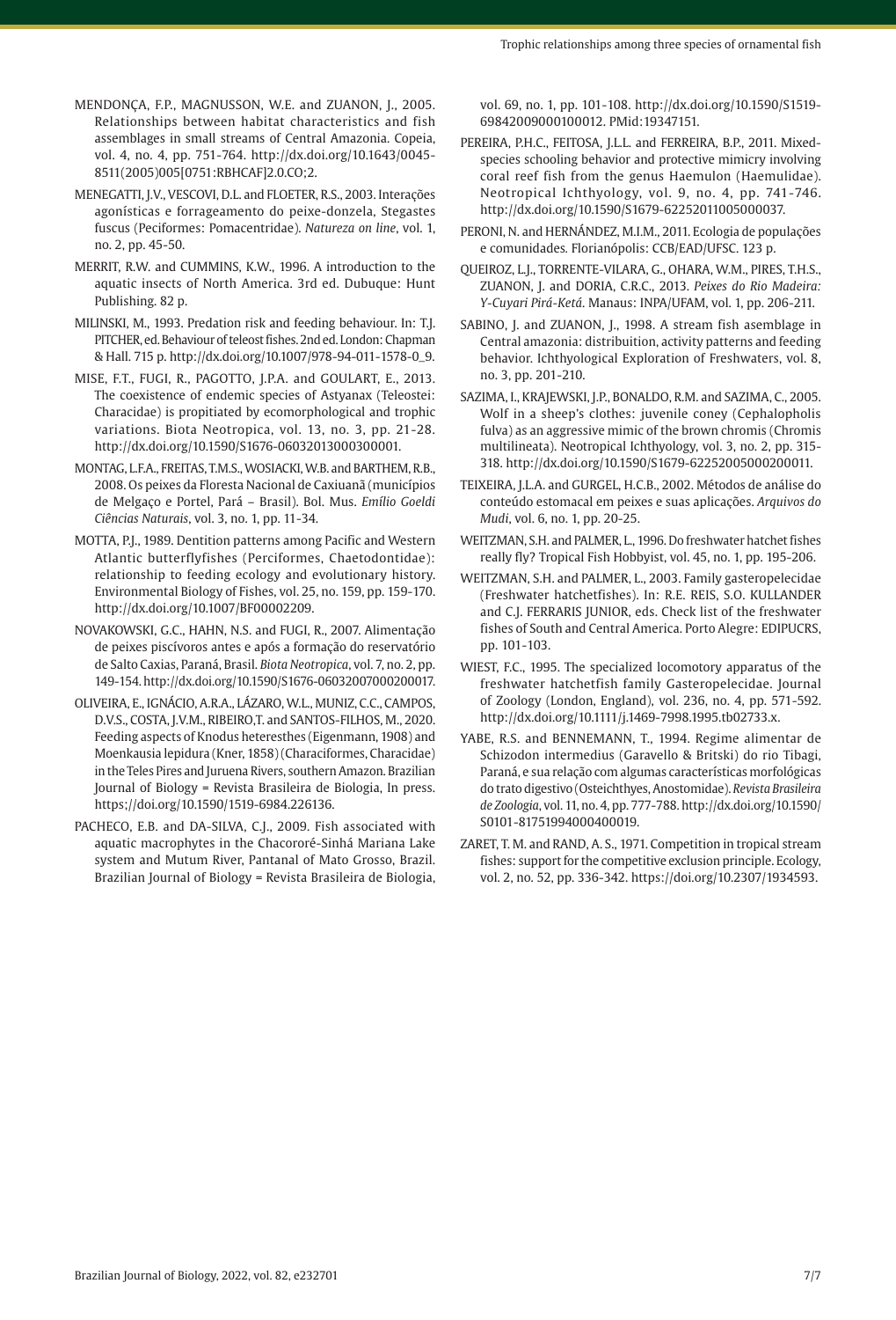MENDONÇA, F.P., MAGNUSSON, W.E. and ZUANON, J., 2005. Relationships between habitat characteristics and fish assemblages in small streams of Central Amazonia. Copeia, vol. 4, no. 4, pp. 751-764. http://dx.doi.org/10.1643/0045-8511(2005)005[0751:RBHCAF]2.0.CO;2.

MENEGATTI, J.V., VESCOVI, D.L. and FLOETER, R.S., 2003. Interações agonísticas e forrageamento do peixe-donzela, Stegastes fuscus (Peciformes: Pomacentridae). *Natureza on line*, vol. 1, no. 2, pp. 45-50.

MERRIT, R.W. and CUMMINS, K.W., 1996. A introduction to the aquatic insects of North America. 3rd ed. Dubuque: Hunt Publishing. 82 p.

MILINSKI, M., 1993. Predation risk and feeding behaviour. In: T.J. PITCHER, ed. Behaviour of teleost fishes. 2nd ed. London: Chapman & Hall. 715 p. http://dx.doi.org/10.1007/978-94-011-1578-0_9.

MISE, F.T., FUGI, R., PAGOTTO, J.P.A. and GOULART, E., 2013. The coexistence of endemic species of Astyanax (Teleostei: Characidae) is propitiated by ecomorphological and trophic variations. Biota Neotropica, vol. 13, no. 3, pp. 21-28. http://dx.doi.org/10.1590/S1676-06032013000300001.

MONTAG, L.F.A., FREITAS, T.M.S., WOSIACKI, W.B. and BARTHEM, R.B., 2008. Os peixes da Floresta Nacional de Caxiuanã (municípios de Melgaço e Portel, Pará – Brasil). Bol. Mus. *Emílio Goeldi Ciências Naturais*, vol. 3, no. 1, pp. 11-34.

MOTTA, P.J., 1989. Dentition patterns among Pacific and Western Atlantic butterflyfishes (Perciformes, Chaetodontidae): relationship to feeding ecology and evolutionary history. Environmental Biology of Fishes, vol. 25, no. 159, pp. 159-170. http://dx.doi.org/10.1007/BF00002209.

NOVAKOWSKI, G.C., HAHN, N.S. and FUGI, R., 2007. Alimentação de peixes piscívoros antes e após a formação do reservatório de Salto Caxias, Paraná, Brasil. *Biota Neotropica*, vol. 7, no. 2, pp. 149-154. http://dx.doi.org/10.1590/S1676-06032007000200017.

OLIVEIRA, E., IGNÁCIO, A.R.A., LÁZARO, W.L., MUNIZ, C.C., CAMPOS, D.V.S., COSTA, J.V.M., RIBEIRO,T. and SANTOS-FILHOS, M., 2020. Feeding aspects of Knodus heteresthes (Eigenmann, 1908) and Moenkausia lepidura (Kner, 1858) (Characiformes, Characidae) in the Teles Pires and Juruena Rivers, southern Amazon. Brazilian Journal of Biology = Revista Brasileira de Biologia, In press. https://doi.org/10.1590/1519-6984.226136.

PACHECO, E.B. and DA-SILVA, C.J., 2009. Fish associated with aquatic macrophytes in the Chacororé-Sinhá Mariana Lake system and Mutum River, Pantanal of Mato Grosso, Brazil. Brazilian Journal of Biology = Revista Brasileira de Biologia, vol. 69, no. 1, pp. 101-108. http://dx.doi.org/10.1590/S1519-69842009000100012. PMid:19347151.

PEREIRA, P.H.C., FEITOSA, J.L.L. and FERREIRA, B.P., 2011. Mixed-species schooling behavior and protective mimicry involving coral reef fish from the genus Haemulon (Haemulidae). Neotropical Ichthyology, vol. 9, no. 4, pp. 741-746. http://dx.doi.org/10.1590/S1679-62252011005000037.

PERONI, N. and HERNÁNDEZ, M.I.M., 2011. Ecologia de populações e comunidades. Florianópolis: CCB/EAD/UFSC. 123 p.

QUEIROZ, L.J., TORRENTE-VILARA, G., OHARA, W.M., PIRES, T.H.S., ZUANON, J. and DORIA, C.R.C., 2013. *Peixes do Rio Madeira: Y-Cuyari Pirá-Ketá*. Manaus: INPA/UFAM, vol. 1, pp. 206-211.

SABINO, J. and ZUANON, J., 1998. A stream fish asemblage in Central amazonia: distribuition, activity patterns and feeding behavior. Ichthyological Exploration of Freshwaters, vol. 8, no. 3, pp. 201-210.

SAZIMA, I., KRAJEWSKI, J.P., BONALDO, R.M. and SAZIMA, C., 2005. Wolf in a sheep's clothes: juvenile coney (Cephalopholis fulva) as an aggressive mimic of the brown chromis (Chromis multilineata). Neotropical Ichthyology, vol. 3, no. 2, pp. 315-318. http://dx.doi.org/10.1590/S1679-62252005000200011.

TEIXEIRA, J.L.A. and GURGEL, H.C.B., 2002. Métodos de análise do conteúdo estomacal em peixes e suas aplicações. *Arquivos do Mudi*, vol. 6, no. 1, pp. 20-25.

WEITZMAN, S.H. and PALMER, L., 1996. Do freshwater hatchet fishes really fly? Tropical Fish Hobbyist, vol. 45, no. 1, pp. 195-206.

WEITZMAN, S.H. and PALMER, L., 2003. Family gasteropelecidae (Freshwater hatchetfishes). In: R.E. REIS, S.O. KULLANDER and C.J. FERRARIS JUNIOR, eds. Check list of the freshwater fishes of South and Central America. Porto Alegre: EDIPUCRS, pp. 101-103.

WIEST, F.C., 1995. The specialized locomotory apparatus of the freshwater hatchetfish family Gasteropelecidae. Journal of Zoology (London, England), vol. 236, no. 4, pp. 571-592. http://dx.doi.org/10.1111/j.1469-7998.1995.tb02733.x.

YABE, R.S. and BENNEMANN, T., 1994. Regime alimentar de Schizodon intermedius (Garavello & Britski) do rio Tibagi, Paraná, e sua relação com algumas características morfológicas do trato digestivo (Osteichthyes, Anostomidae). *Revista Brasileira de Zoologia*, vol. 11, no. 4, pp. 777-788. http://dx.doi.org/10.1590/S0101-81751994000400019.

ZARET, T. M. and RAND, A. S., 1971. Competition in tropical stream fishes: support for the competitive exclusion principle. Ecology, vol. 2, no. 52, pp. 336-342. https://doi.org/10.2307/1934593.